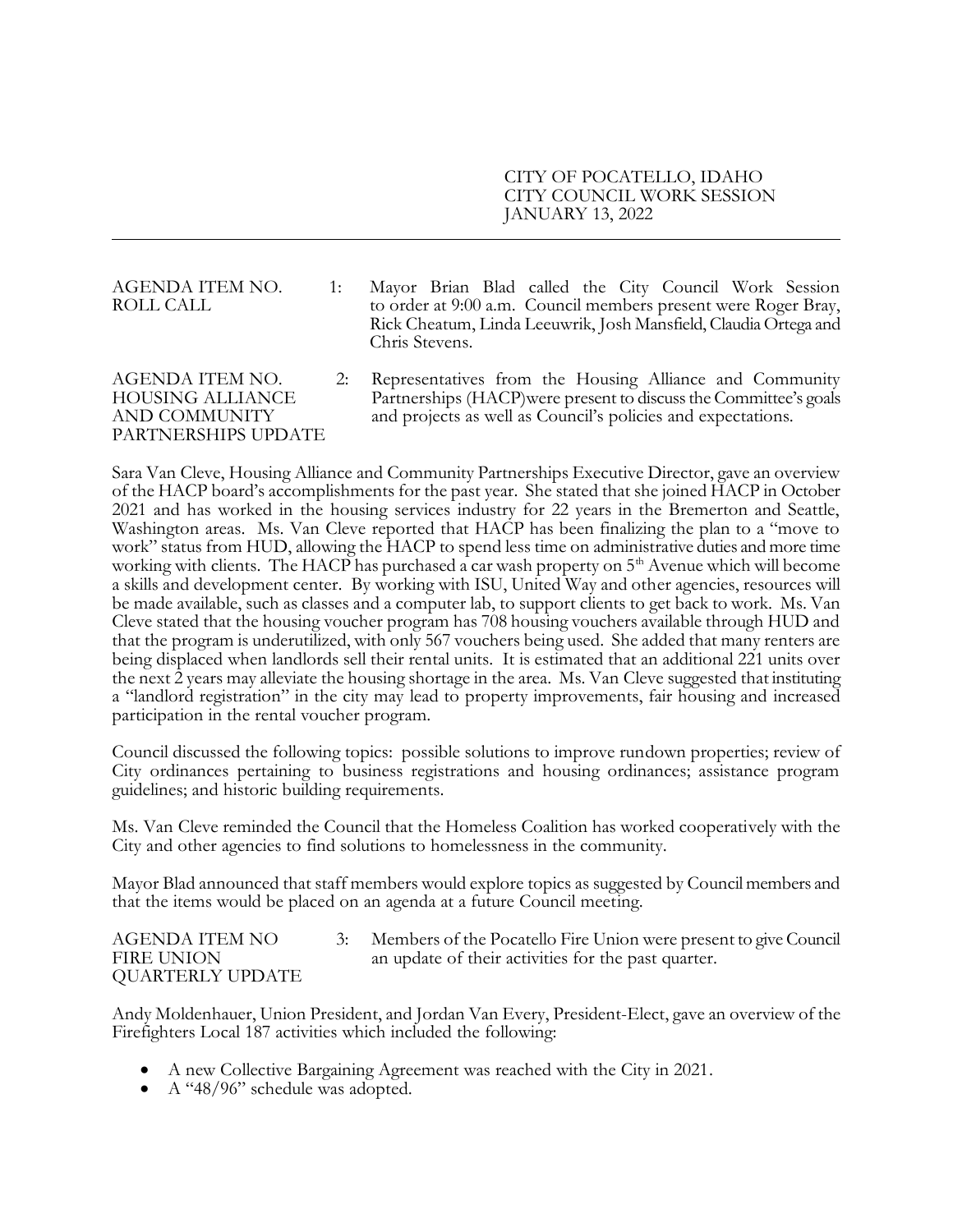CITY OF POCATELLO, IDAHO
CITY COUNCIL WORK SESSION
JANUARY 13, 2022

---

**AGENDA ITEM NO. 1: ROLL CALL**

Mayor Brian Blad called the City Council Work Session to order at 9:00 a.m. Council members present were Roger Bray, Rick Cheatum, Linda Leeuwrik, Josh Mansfield, Claudia Ortega and Chris Stevens.

**AGENDA ITEM NO. 2: HOUSING ALLIANCE AND COMMUNITY PARTNERSHIPS UPDATE**

Representatives from the Housing Alliance and Community Partnerships (HACP)were present to discuss the Committee's goals and projects as well as Council's policies and expectations.

Sara Van Cleve, Housing Alliance and Community Partnerships Executive Director, gave an overview of the HACP board's accomplishments for the past year. She stated that she joined HACP in October 2021 and has worked in the housing services industry for 22 years in the Bremerton and Seattle, Washington areas. Ms. Van Cleve reported that HACP has been finalizing the plan to a "move to work" status from HUD, allowing the HACP to spend less time on administrative duties and more time working with clients. The HACP has purchased a car wash property on 5th Avenue which will become a skills and development center. By working with ISU, United Way and other agencies, resources will be made available, such as classes and a computer lab, to support clients to get back to work. Ms. Van Cleve stated that the housing voucher program has 708 housing vouchers available through HUD and that the program is underutilized, with only 567 vouchers being used. She added that many renters are being displaced when landlords sell their rental units. It is estimated that an additional 221 units over the next 2 years may alleviate the housing shortage in the area. Ms. Van Cleve suggested that instituting a "landlord registration" in the city may lead to property improvements, fair housing and increased participation in the rental voucher program.

Council discussed the following topics: possible solutions to improve rundown properties; review of City ordinances pertaining to business registrations and housing ordinances; assistance program guidelines; and historic building requirements.

Ms. Van Cleve reminded the Council that the Homeless Coalition has worked cooperatively with the City and other agencies to find solutions to homelessness in the community.

Mayor Blad announced that staff members would explore topics as suggested by Council members and that the items would be placed on an agenda at a future Council meeting.

**AGENDA ITEM NO 3: FIRE UNION QUARTERLY UPDATE**

Members of the Pocatello Fire Union were present to give Council an update of their activities for the past quarter.

Andy Moldenhauer, Union President, and Jordan Van Every, President-Elect, gave an overview of the Firefighters Local 187 activities which included the following:

- A new Collective Bargaining Agreement was reached with the City in 2021.
- A "48/96" schedule was adopted.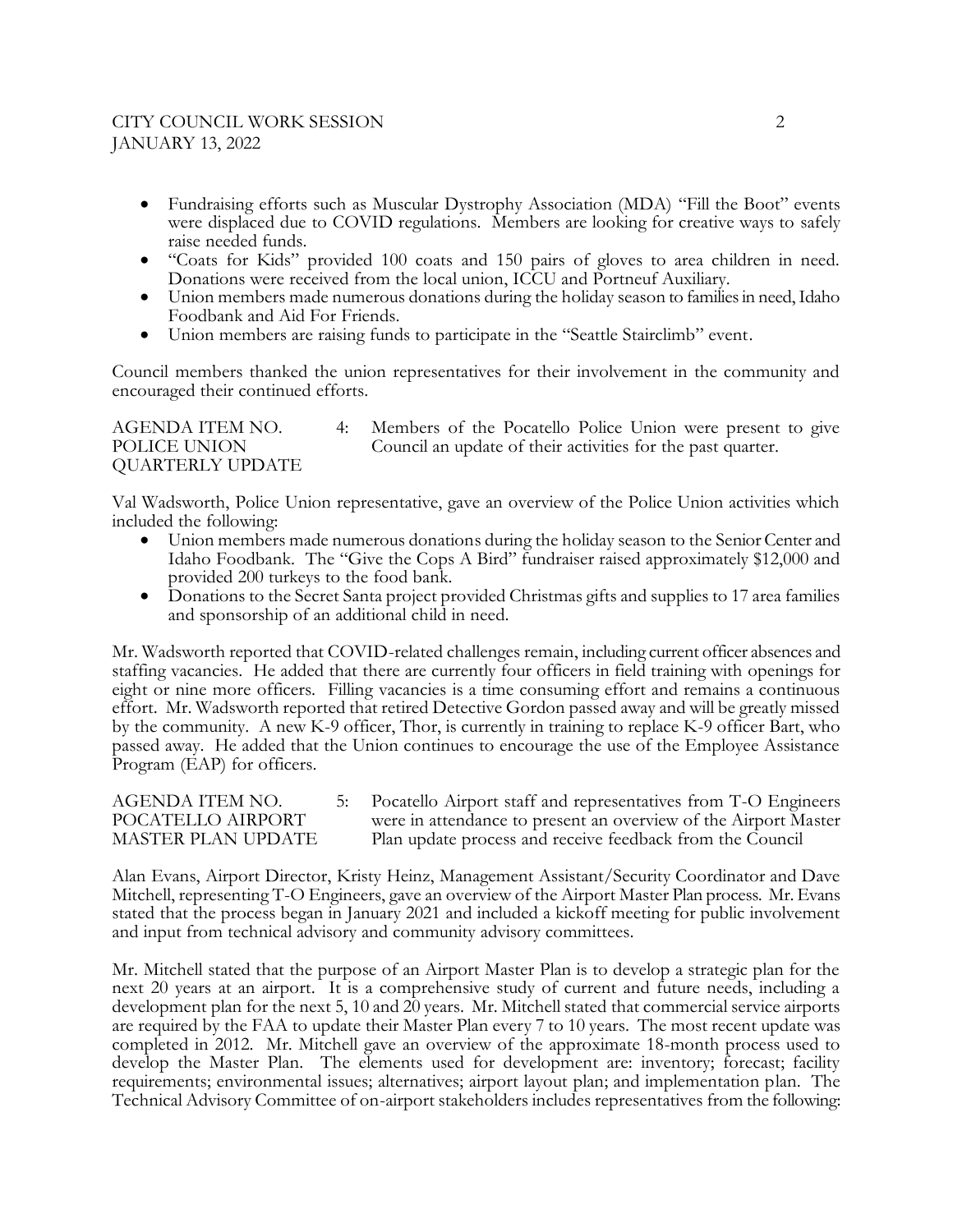- Fundraising efforts such as Muscular Dystrophy Association (MDA) "Fill the Boot" events were displaced due to COVID regulations. Members are looking for creative ways to safely raise needed funds.
- "Coats for Kids" provided 100 coats and 150 pairs of gloves to area children in need. Donations were received from the local union, ICCU and Portneuf Auxiliary.
- Union members made numerous donations during the holiday season to families in need, Idaho Foodbank and Aid For Friends.
- Union members are raising funds to participate in the "Seattle Stairclimb" event.

Council members thanked the union representatives for their involvement in the community and encouraged their continued efforts.

AGENDA ITEM NO. 4: POLICE UNION QUARTERLY UPDATE — Members of the Pocatello Police Union were present to give Council an update of their activities for the past quarter.

Val Wadsworth, Police Union representative, gave an overview of the Police Union activities which included the following:

- Union members made numerous donations during the holiday season to the Senior Center and Idaho Foodbank. The "Give the Cops A Bird" fundraiser raised approximately $12,000 and provided 200 turkeys to the food bank.
- Donations to the Secret Santa project provided Christmas gifts and supplies to 17 area families and sponsorship of an additional child in need.

Mr. Wadsworth reported that COVID-related challenges remain, including current officer absences and staffing vacancies. He added that there are currently four officers in field training with openings for eight or nine more officers. Filling vacancies is a time consuming effort and remains a continuous effort. Mr. Wadsworth reported that retired Detective Gordon passed away and will be greatly missed by the community. A new K-9 officer, Thor, is currently in training to replace K-9 officer Bart, who passed away. He added that the Union continues to encourage the use of the Employee Assistance Program (EAP) for officers.

AGENDA ITEM NO. 5: POCATELLO AIRPORT MASTER PLAN UPDATE — Pocatello Airport staff and representatives from T-O Engineers were in attendance to present an overview of the Airport Master Plan update process and receive feedback from the Council

Alan Evans, Airport Director, Kristy Heinz, Management Assistant/Security Coordinator and Dave Mitchell, representing T-O Engineers, gave an overview of the Airport Master Plan process. Mr. Evans stated that the process began in January 2021 and included a kickoff meeting for public involvement and input from technical advisory and community advisory committees.

Mr. Mitchell stated that the purpose of an Airport Master Plan is to develop a strategic plan for the next 20 years at an airport. It is a comprehensive study of current and future needs, including a development plan for the next 5, 10 and 20 years. Mr. Mitchell stated that commercial service airports are required by the FAA to update their Master Plan every 7 to 10 years. The most recent update was completed in 2012. Mr. Mitchell gave an overview of the approximate 18-month process used to develop the Master Plan. The elements used for development are: inventory; forecast; facility requirements; environmental issues; alternatives; airport layout plan; and implementation plan. The Technical Advisory Committee of on-airport stakeholders includes representatives from the following: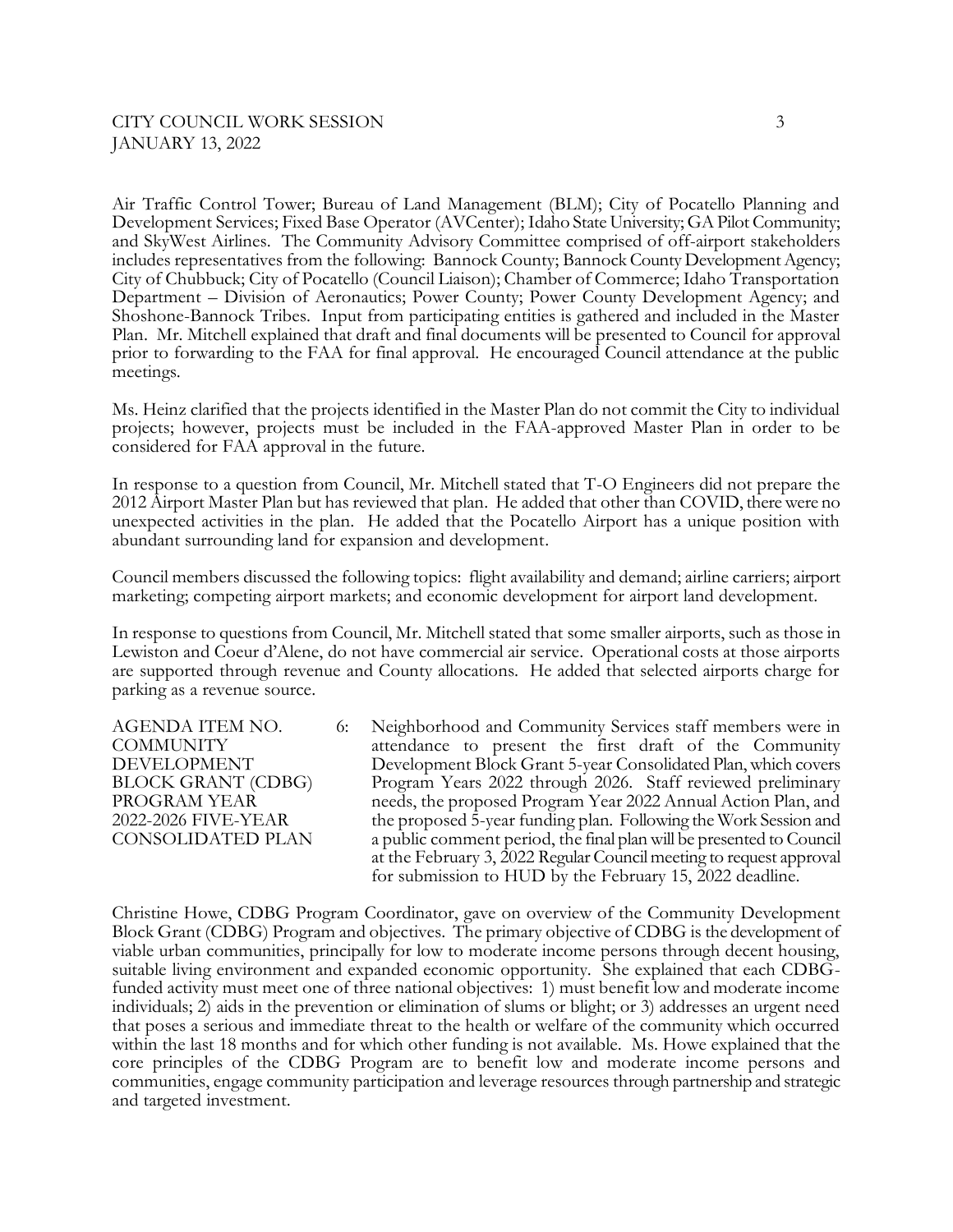Air Traffic Control Tower; Bureau of Land Management (BLM); City of Pocatello Planning and Development Services; Fixed Base Operator (AVCenter); Idaho State University; GA Pilot Community; and SkyWest Airlines. The Community Advisory Committee comprised of off-airport stakeholders includes representatives from the following: Bannock County; Bannock County Development Agency; City of Chubbuck; City of Pocatello (Council Liaison); Chamber of Commerce; Idaho Transportation Department – Division of Aeronautics; Power County; Power County Development Agency; and Shoshone-Bannock Tribes. Input from participating entities is gathered and included in the Master Plan. Mr. Mitchell explained that draft and final documents will be presented to Council for approval prior to forwarding to the FAA for final approval. He encouraged Council attendance at the public meetings.

Ms. Heinz clarified that the projects identified in the Master Plan do not commit the City to individual projects; however, projects must be included in the FAA-approved Master Plan in order to be considered for FAA approval in the future.

In response to a question from Council, Mr. Mitchell stated that T-O Engineers did not prepare the 2012 Airport Master Plan but has reviewed that plan. He added that other than COVID, there were no unexpected activities in the plan. He added that the Pocatello Airport has a unique position with abundant surrounding land for expansion and development.

Council members discussed the following topics: flight availability and demand; airline carriers; airport marketing; competing airport markets; and economic development for airport land development.

In response to questions from Council, Mr. Mitchell stated that some smaller airports, such as those in Lewiston and Coeur d'Alene, do not have commercial air service. Operational costs at those airports are supported through revenue and County allocations. He added that selected airports charge for parking as a revenue source.

AGENDA ITEM NO. 6: COMMUNITY DEVELOPMENT BLOCK GRANT (CDBG) PROGRAM YEAR 2022-2026 FIVE-YEAR CONSOLIDATED PLAN

Neighborhood and Community Services staff members were in attendance to present the first draft of the Community Development Block Grant 5-year Consolidated Plan, which covers Program Years 2022 through 2026. Staff reviewed preliminary needs, the proposed Program Year 2022 Annual Action Plan, and the proposed 5-year funding plan. Following the Work Session and a public comment period, the final plan will be presented to Council at the February 3, 2022 Regular Council meeting to request approval for submission to HUD by the February 15, 2022 deadline.

Christine Howe, CDBG Program Coordinator, gave on overview of the Community Development Block Grant (CDBG) Program and objectives. The primary objective of CDBG is the development of viable urban communities, principally for low to moderate income persons through decent housing, suitable living environment and expanded economic opportunity. She explained that each CDBG-funded activity must meet one of three national objectives: 1) must benefit low and moderate income individuals; 2) aids in the prevention or elimination of slums or blight; or 3) addresses an urgent need that poses a serious and immediate threat to the health or welfare of the community which occurred within the last 18 months and for which other funding is not available. Ms. Howe explained that the core principles of the CDBG Program are to benefit low and moderate income persons and communities, engage community participation and leverage resources through partnership and strategic and targeted investment.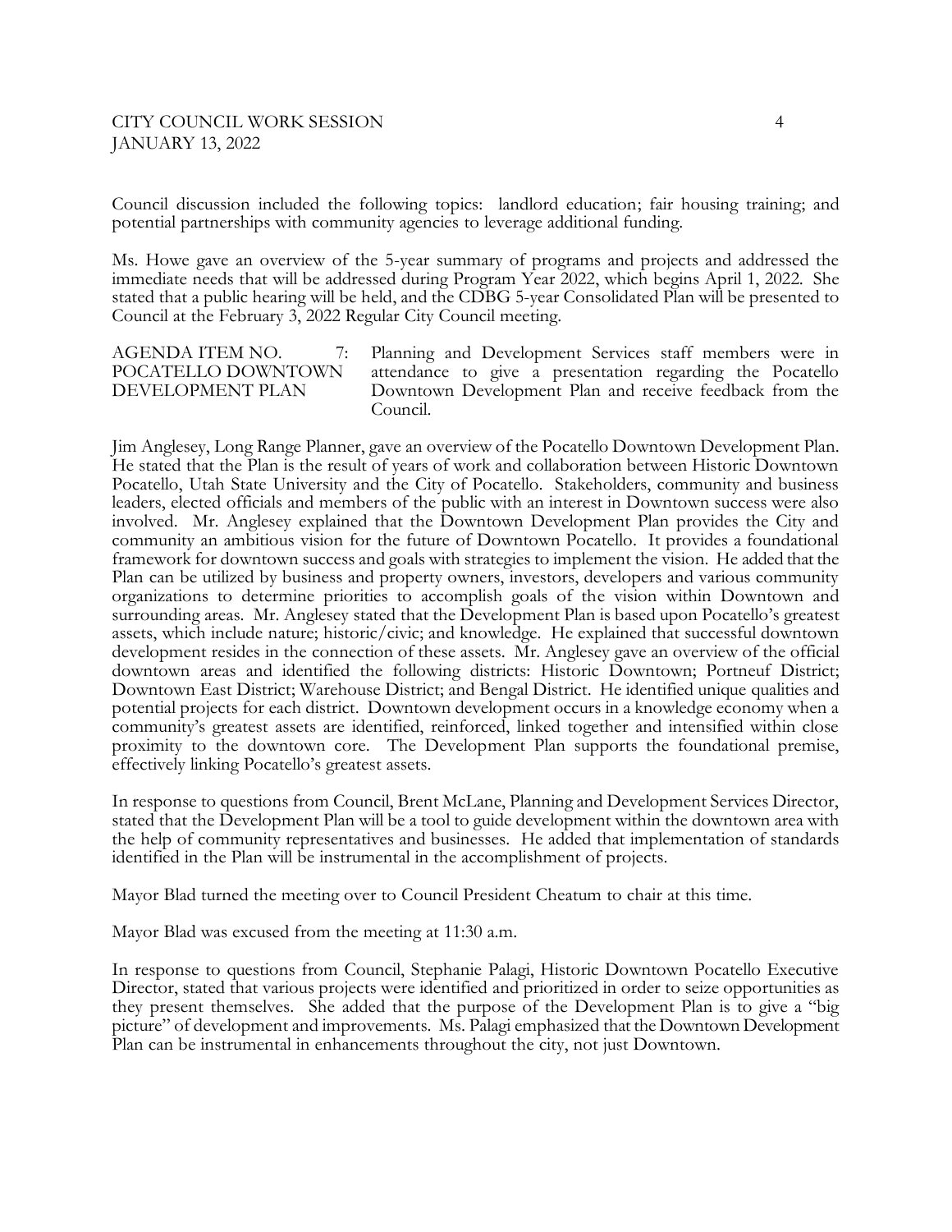Council discussion included the following topics: landlord education; fair housing training; and potential partnerships with community agencies to leverage additional funding.

Ms. Howe gave an overview of the 5-year summary of programs and projects and addressed the immediate needs that will be addressed during Program Year 2022, which begins April 1, 2022. She stated that a public hearing will be held, and the CDBG 5-year Consolidated Plan will be presented to Council at the February 3, 2022 Regular City Council meeting.

AGENDA ITEM NO. 7: POCATELLO DOWNTOWN DEVELOPMENT PLAN — Planning and Development Services staff members were in attendance to give a presentation regarding the Pocatello Downtown Development Plan and receive feedback from the Council.

Jim Anglesey, Long Range Planner, gave an overview of the Pocatello Downtown Development Plan. He stated that the Plan is the result of years of work and collaboration between Historic Downtown Pocatello, Utah State University and the City of Pocatello. Stakeholders, community and business leaders, elected officials and members of the public with an interest in Downtown success were also involved. Mr. Anglesey explained that the Downtown Development Plan provides the City and community an ambitious vision for the future of Downtown Pocatello. It provides a foundational framework for downtown success and goals with strategies to implement the vision. He added that the Plan can be utilized by business and property owners, investors, developers and various community organizations to determine priorities to accomplish goals of the vision within Downtown and surrounding areas. Mr. Anglesey stated that the Development Plan is based upon Pocatello's greatest assets, which include nature; historic/civic; and knowledge. He explained that successful downtown development resides in the connection of these assets. Mr. Anglesey gave an overview of the official downtown areas and identified the following districts: Historic Downtown; Portneuf District; Downtown East District; Warehouse District; and Bengal District. He identified unique qualities and potential projects for each district. Downtown development occurs in a knowledge economy when a community's greatest assets are identified, reinforced, linked together and intensified within close proximity to the downtown core. The Development Plan supports the foundational premise, effectively linking Pocatello's greatest assets.

In response to questions from Council, Brent McLane, Planning and Development Services Director, stated that the Development Plan will be a tool to guide development within the downtown area with the help of community representatives and businesses. He added that implementation of standards identified in the Plan will be instrumental in the accomplishment of projects.

Mayor Blad turned the meeting over to Council President Cheatum to chair at this time.

Mayor Blad was excused from the meeting at 11:30 a.m.

In response to questions from Council, Stephanie Palagi, Historic Downtown Pocatello Executive Director, stated that various projects were identified and prioritized in order to seize opportunities as they present themselves. She added that the purpose of the Development Plan is to give a "big picture" of development and improvements. Ms. Palagi emphasized that the Downtown Development Plan can be instrumental in enhancements throughout the city, not just Downtown.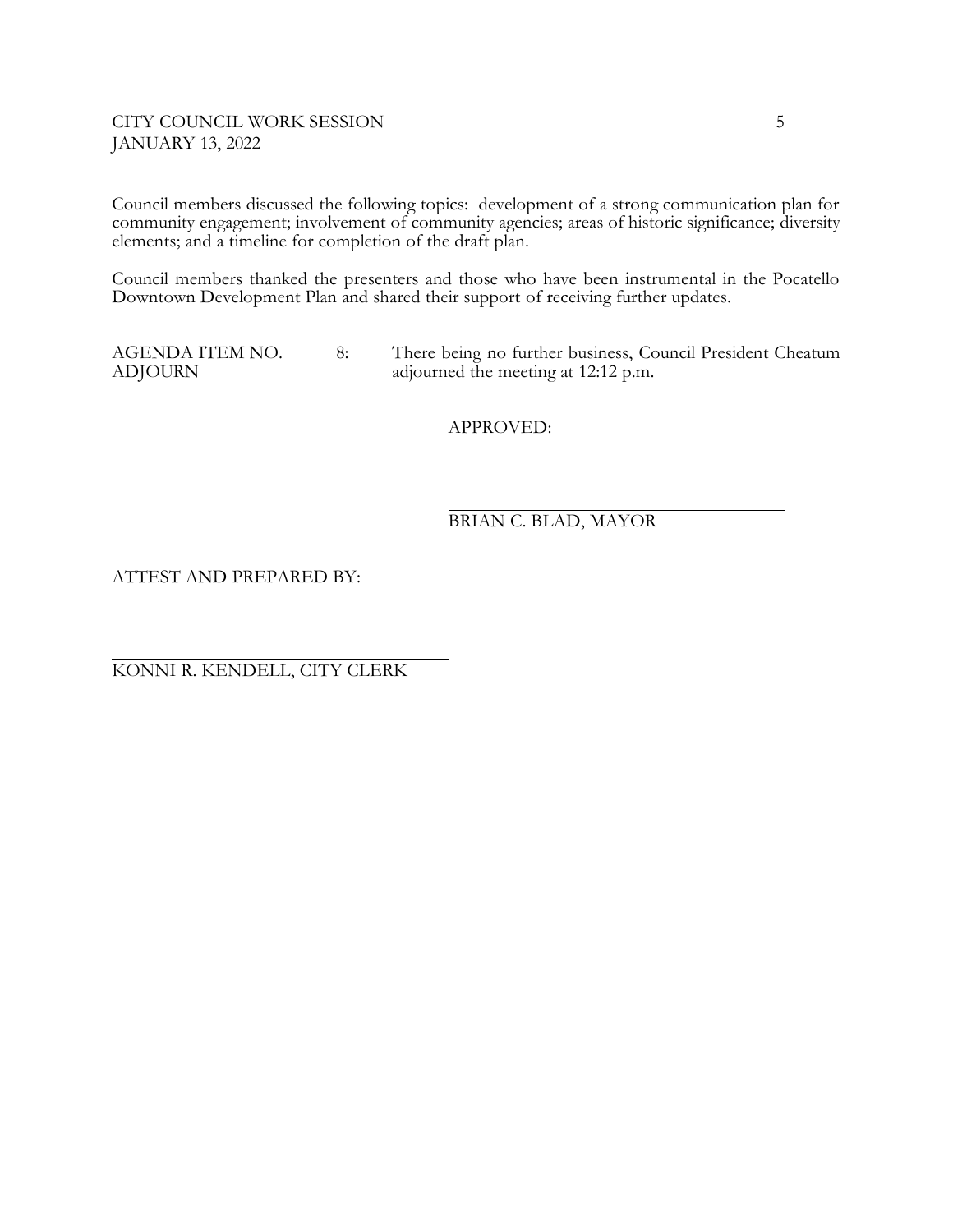Council members discussed the following topics: development of a strong communication plan for community engagement; involvement of community agencies; areas of historic significance; diversity elements; and a timeline for completion of the draft plan.

Council members thanked the presenters and those who have been instrumental in the Pocatello Downtown Development Plan and shared their support of receiving further updates.

| | |
| --- | --- |
| AGENDA ITEM NO. 8: ADJOURN | There being no further business, Council President Cheatum adjourned the meeting at 12:12 p.m. |

APPROVED:

\_\_\_\_\_\_\_\_\_\_\_\_\_\_\_\_\_\_\_\_\_\_\_\_\_\_\_\_\_\_\_\_\_\_\_\_
BRIAN C. BLAD, MAYOR

ATTEST AND PREPARED BY:

\_\_\_\_\_\_\_\_\_\_\_\_\_\_\_\_\_\_\_\_\_\_\_\_\_\_\_\_\_\_\_\_\_\_\_\_
KONNI R. KENDELL, CITY CLERK